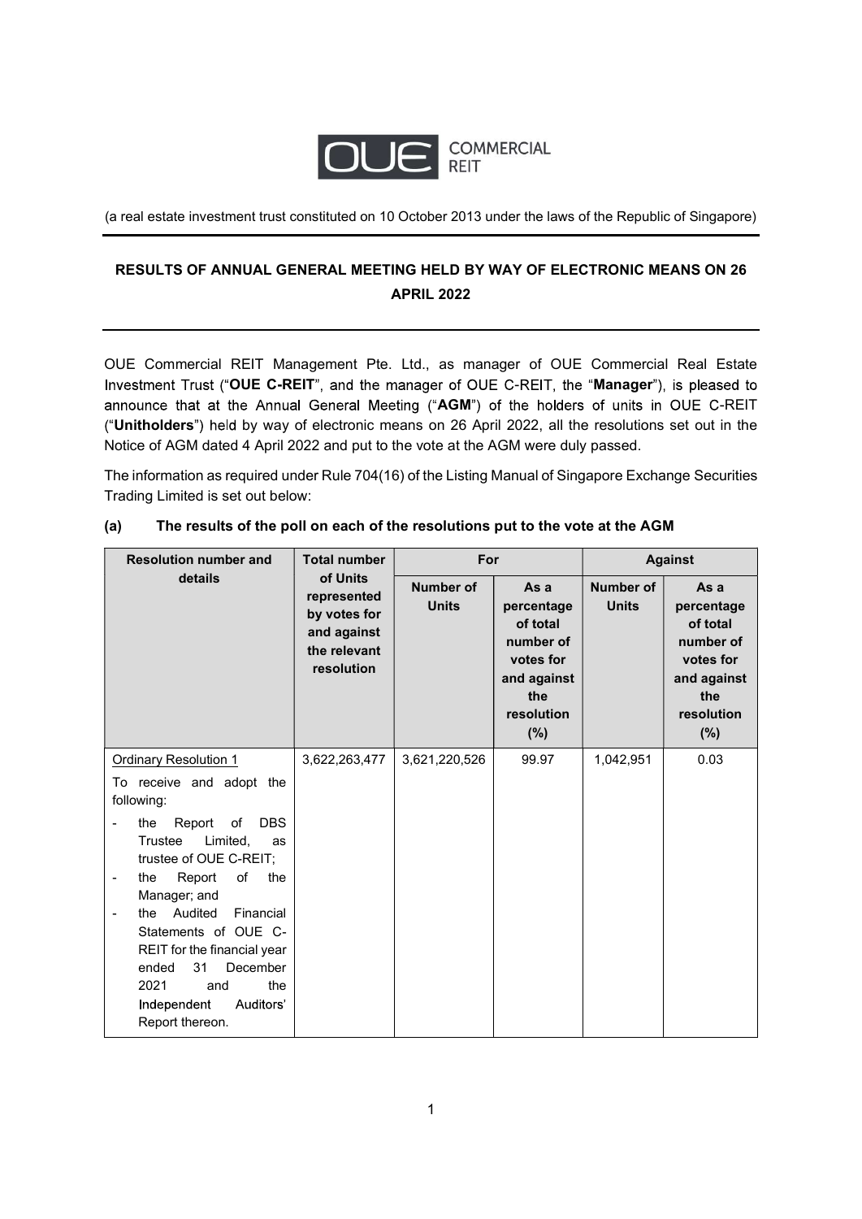(a real estate investment trust constituted on 10 October 2013 under the laws of the Republic of Singapore)

## RESULTS OF ANNUAL GENERAL MEETING HELD BY WAY OF ELECTRONIC MEANS ON 26 APRIL 2022

OUE Commercial REIT Management Pte. Ltd., as manager of OUE Commercial Real Estate Investment Trust ("**OUE C-REIT**", and the manager of OUE C-REIT, the "**Manager**"), is pleased to announce that at the Annual General Meeting ("**AGM**") of the holders of units in OUE C-REIT ("**Unitholders**") held by way of electronic means on 26 April 2022, all the resolutions set out in the Notice of AGM dated 4 April 2022 and put to the vote at the AGM were duly passed.

The information as required under Rule 704(16) of the Listing Manual of Singapore Exchange Securities Trading Limited is set out below:

### (a) The results of the poll on each of the resolutions put to the vote at the AGM

| Resolution number and details | Total number of Units represented by votes for and against the relevant resolution | For | | Against | |
|---|---|---|---|---|---|
| | | Number of Units | As a percentage of total number of votes for and against the resolution (%) | Number of Units | As a percentage of total number of votes for and against the resolution (%) |
| Ordinary Resolution 1<br>To receive and adopt the following:<br>- the Report of DBS Trustee Limited, as trustee of OUE C-REIT;<br>- the Report of the Manager; and<br>- the Audited Financial Statements of OUE C-REIT for the financial year ended 31 December 2021 and the Independent Auditors' Report thereon. | 3,622,263,477 | 3,621,220,526 | 99.97 | 1,042,951 | 0.03 |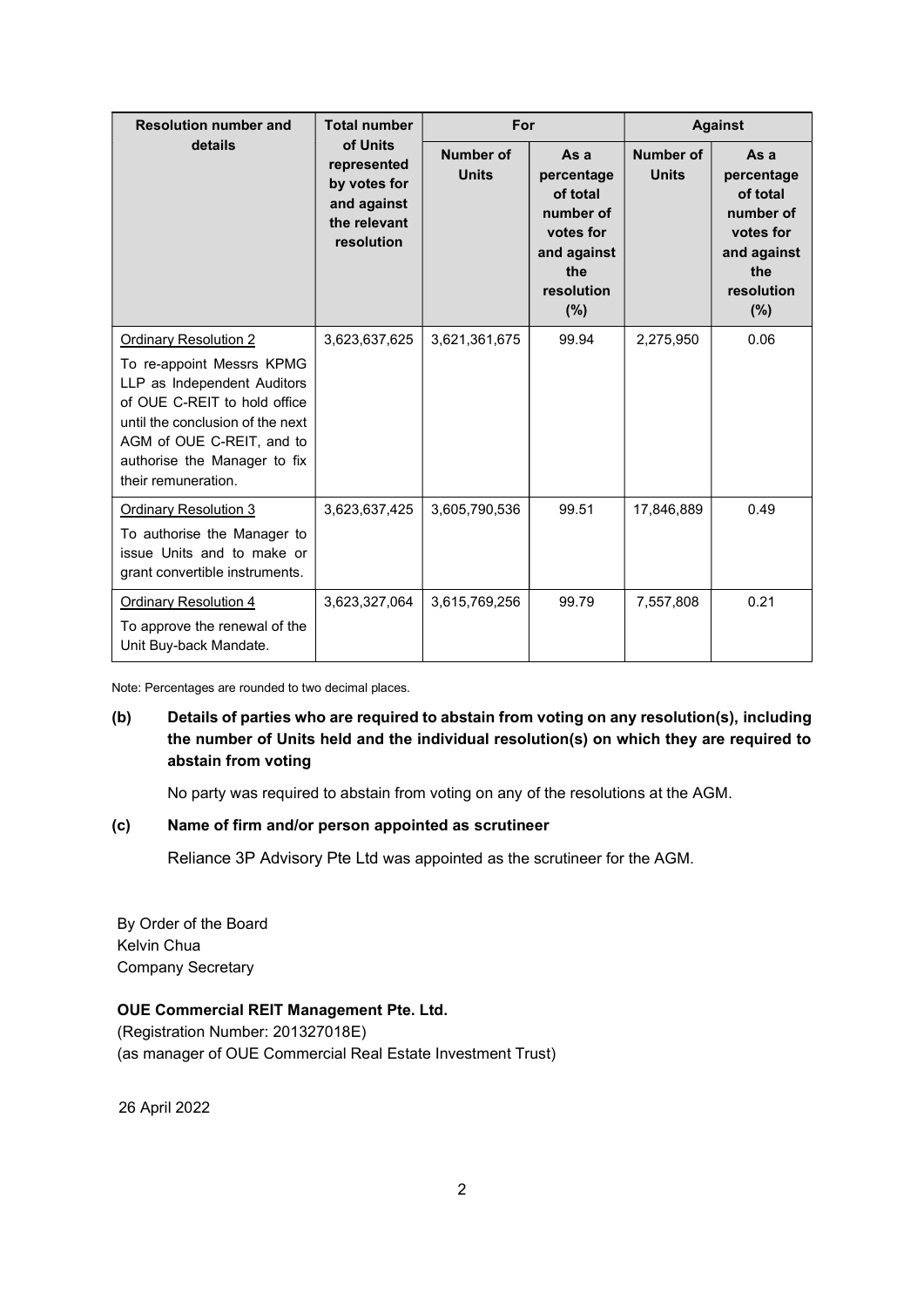| Resolution number and details | Total number of Units represented by votes for and against the relevant resolution | For | | Against | |
|---|---|---|---|---|---|
| | | Number of Units | As a percentage of total number of votes for and against the resolution (%) | Number of Units | As a percentage of total number of votes for and against the resolution (%) |
| Ordinary Resolution 2<br>To re-appoint Messrs KPMG LLP as Independent Auditors of OUE C-REIT to hold office until the conclusion of the next AGM of OUE C-REIT, and to authorise the Manager to fix their remuneration. | 3,623,637,625 | 3,621,361,675 | 99.94 | 2,275,950 | 0.06 |
| Ordinary Resolution 3<br>To authorise the Manager to issue Units and to make or grant convertible instruments. | 3,623,637,425 | 3,605,790,536 | 99.51 | 17,846,889 | 0.49 |
| Ordinary Resolution 4<br>To approve the renewal of the Unit Buy-back Mandate. | 3,623,327,064 | 3,615,769,256 | 99.79 | 7,557,808 | 0.21 |

Note: Percentages are rounded to two decimal places.

**(b) Details of parties who are required to abstain from voting on any resolution(s), including the number of Units held and the individual resolution(s) on which they are required to abstain from voting**

No party was required to abstain from voting on any of the resolutions at the AGM.

**(c) Name of firm and/or person appointed as scrutineer**

Reliance 3P Advisory Pte Ltd was appointed as the scrutineer for the AGM.

By Order of the Board
Kelvin Chua
Company Secretary

**OUE Commercial REIT Management Pte. Ltd.**
(Registration Number: 201327018E)
(as manager of OUE Commercial Real Estate Investment Trust)

26 April 2022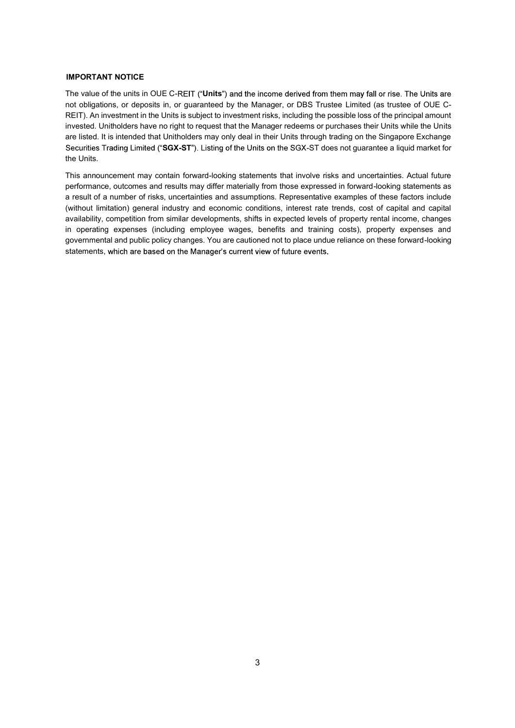**IMPORTANT NOTICE**

The value of the units in OUE C-REIT ("**Units**") and the income derived from them may fall or rise. The Units are not obligations, or deposits in, or guaranteed by the Manager, or DBS Trustee Limited (as trustee of OUE C-REIT). An investment in the Units is subject to investment risks, including the possible loss of the principal amount invested. Unitholders have no right to request that the Manager redeems or purchases their Units while the Units are listed. It is intended that Unitholders may only deal in their Units through trading on the Singapore Exchange Securities Trading Limited ("**SGX-ST**"). Listing of the Units on the SGX-ST does not guarantee a liquid market for the Units.

This announcement may contain forward-looking statements that involve risks and uncertainties. Actual future performance, outcomes and results may differ materially from those expressed in forward-looking statements as a result of a number of risks, uncertainties and assumptions. Representative examples of these factors include (without limitation) general industry and economic conditions, interest rate trends, cost of capital and capital availability, competition from similar developments, shifts in expected levels of property rental income, changes in operating expenses (including employee wages, benefits and training costs), property expenses and governmental and public policy changes. You are cautioned not to place undue reliance on these forward-looking statements, which are based on the Manager's current view of future events.